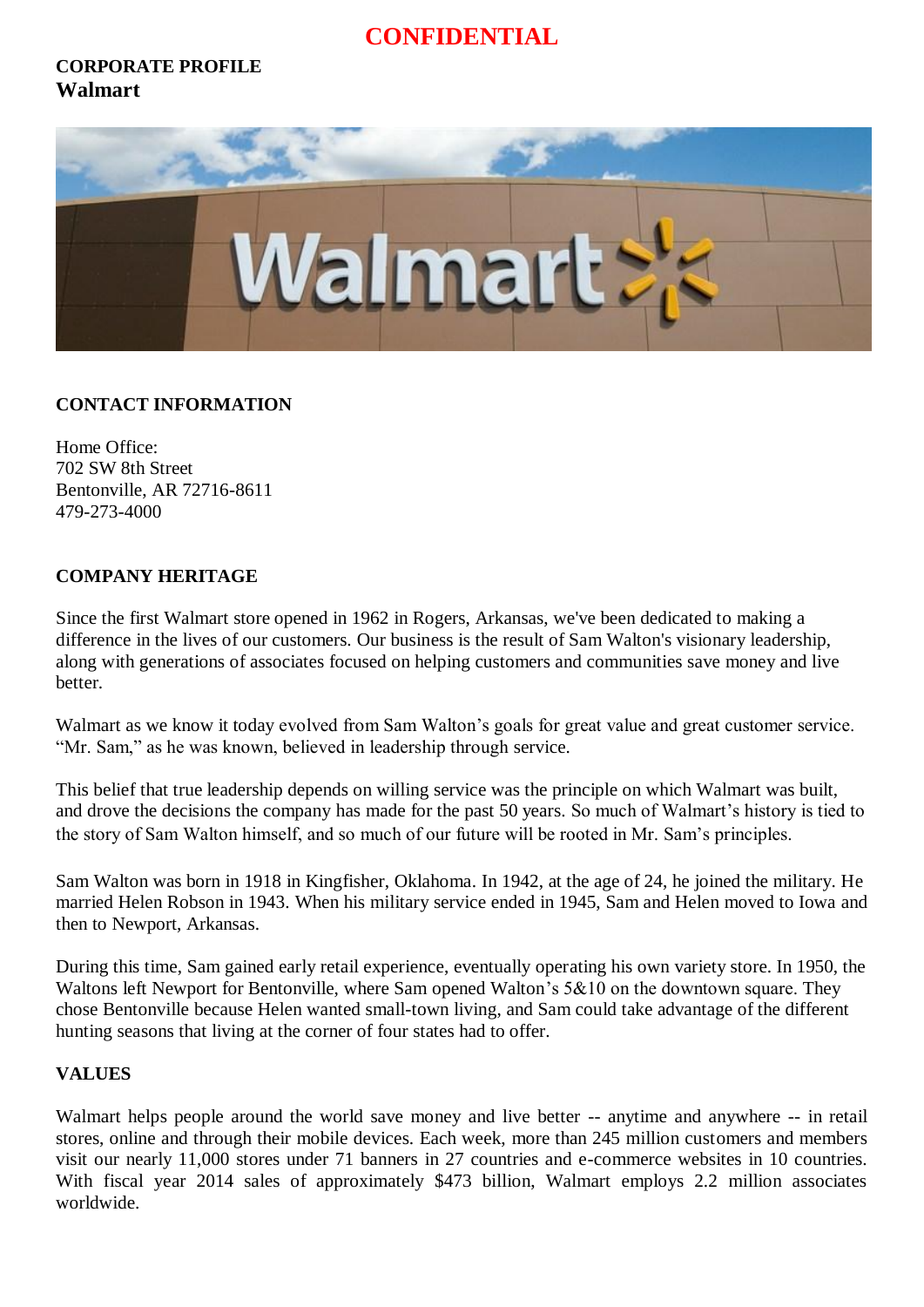**CONFIDENTIAL**

**CORPORATE PROFILE**
# Walmart

## CONTACT INFORMATION

Home Office:
702 SW 8th Street
Bentonville, AR 72716-8611
479-273-4000

## COMPANY HERITAGE

Since the first Walmart store opened in 1962 in Rogers, Arkansas, we've been dedicated to making a difference in the lives of our customers. Our business is the result of Sam Walton's visionary leadership, along with generations of associates focused on helping customers and communities save money and live better.

Walmart as we know it today evolved from Sam Walton's goals for great value and great customer service. "Mr. Sam," as he was known, believed in leadership through service.

This belief that true leadership depends on willing service was the principle on which Walmart was built, and drove the decisions the company has made for the past 50 years. So much of Walmart's history is tied to the story of Sam Walton himself, and so much of our future will be rooted in Mr. Sam's principles.

Sam Walton was born in 1918 in Kingfisher, Oklahoma. In 1942, at the age of 24, he joined the military. He married Helen Robson in 1943. When his military service ended in 1945, Sam and Helen moved to Iowa and then to Newport, Arkansas.

During this time, Sam gained early retail experience, eventually operating his own variety store. In 1950, the Waltons left Newport for Bentonville, where Sam opened Walton's 5&10 on the downtown square. They chose Bentonville because Helen wanted small-town living, and Sam could take advantage of the different hunting seasons that living at the corner of four states had to offer.

## VALUES

Walmart helps people around the world save money and live better -- anytime and anywhere -- in retail stores, online and through their mobile devices. Each week, more than 245 million customers and members visit our nearly 11,000 stores under 71 banners in 27 countries and e-commerce websites in 10 countries. With fiscal year 2014 sales of approximately $473 billion, Walmart employs 2.2 million associates worldwide.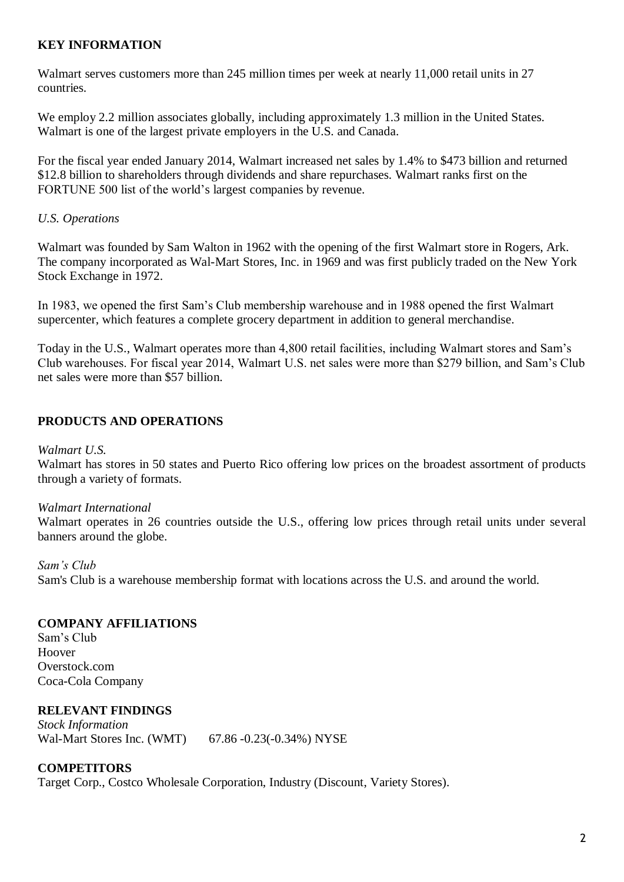## KEY INFORMATION

Walmart serves customers more than 245 million times per week at nearly 11,000 retail units in 27 countries.

We employ 2.2 million associates globally, including approximately 1.3 million in the United States. Walmart is one of the largest private employers in the U.S. and Canada.

For the fiscal year ended January 2014, Walmart increased net sales by 1.4% to $473 billion and returned $12.8 billion to shareholders through dividends and share repurchases. Walmart ranks first on the FORTUNE 500 list of the world's largest companies by revenue.

*U.S. Operations*

Walmart was founded by Sam Walton in 1962 with the opening of the first Walmart store in Rogers, Ark. The company incorporated as Wal-Mart Stores, Inc. in 1969 and was first publicly traded on the New York Stock Exchange in 1972.

In 1983, we opened the first Sam's Club membership warehouse and in 1988 opened the first Walmart supercenter, which features a complete grocery department in addition to general merchandise.

Today in the U.S., Walmart operates more than 4,800 retail facilities, including Walmart stores and Sam's Club warehouses. For fiscal year 2014, Walmart U.S. net sales were more than $279 billion, and Sam's Club net sales were more than $57 billion.

## PRODUCTS AND OPERATIONS

*Walmart U.S.*
Walmart has stores in 50 states and Puerto Rico offering low prices on the broadest assortment of products through a variety of formats.

*Walmart International*
Walmart operates in 26 countries outside the U.S., offering low prices through retail units under several banners around the globe.

*Sam's Club*
Sam's Club is a warehouse membership format with locations across the U.S. and around the world.

## COMPANY AFFILIATIONS

Sam's Club
Hoover
Overstock.com
Coca-Cola Company

## RELEVANT FINDINGS

*Stock Information*
Wal-Mart Stores Inc. (WMT) 67.86 -0.23(-0.34%) NYSE

## COMPETITORS

Target Corp., Costco Wholesale Corporation, Industry (Discount, Variety Stores).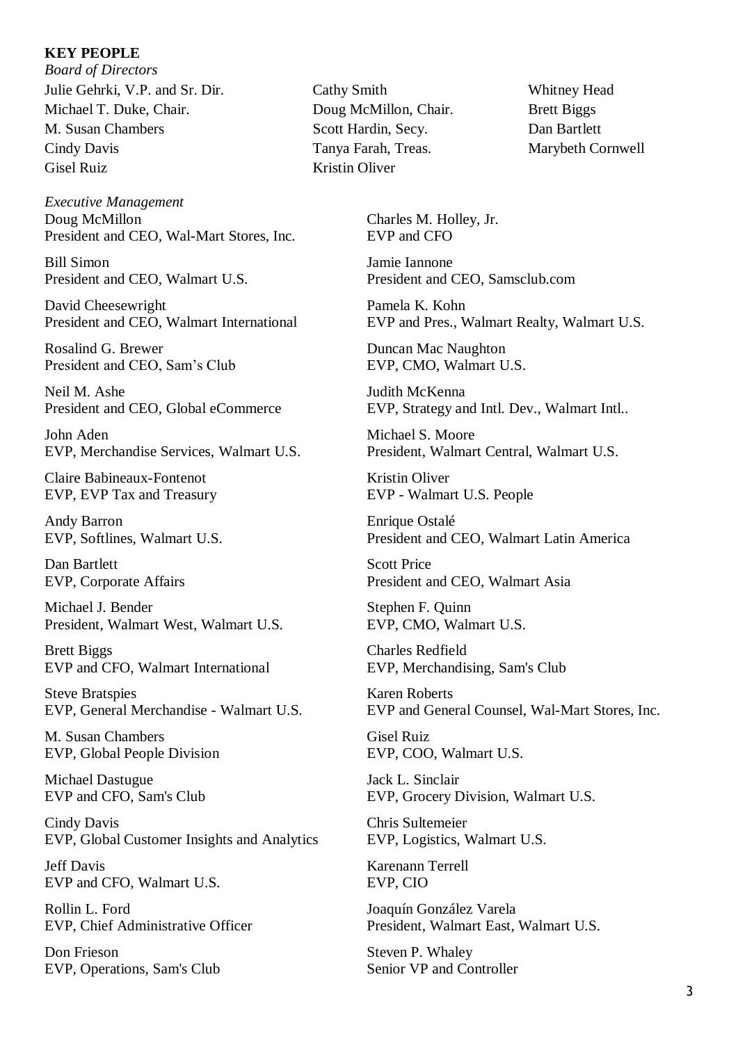**KEY PEOPLE**

*Board of Directors*

Julie Gehrki, V.P. and Sr. Dir.
Michael T. Duke, Chair.
M. Susan Chambers
Cindy Davis
Gisel Ruiz
Cathy Smith
Doug McMillon, Chair.
Scott Hardin, Secy.
Tanya Farah, Treas.
Kristin Oliver
Whitney Head
Brett Biggs
Dan Bartlett
Marybeth Cornwell

*Executive Management*

Doug McMillon
President and CEO, Wal-Mart Stores, Inc.

Bill Simon
President and CEO, Walmart U.S.

David Cheesewright
President and CEO, Walmart International

Rosalind G. Brewer
President and CEO, Sam's Club

Neil M. Ashe
President and CEO, Global eCommerce

John Aden
EVP, Merchandise Services, Walmart U.S.

Claire Babineaux-Fontenot
EVP, EVP Tax and Treasury

Andy Barron
EVP, Softlines, Walmart U.S.

Dan Bartlett
EVP, Corporate Affairs

Michael J. Bender
President, Walmart West, Walmart U.S.

Brett Biggs
EVP and CFO, Walmart International

Steve Bratspies
EVP, General Merchandise - Walmart U.S.

M. Susan Chambers
EVP, Global People Division

Michael Dastugue
EVP and CFO, Sam's Club

Cindy Davis
EVP, Global Customer Insights and Analytics

Jeff Davis
EVP and CFO, Walmart U.S.

Rollin L. Ford
EVP, Chief Administrative Officer

Don Frieson
EVP, Operations, Sam's Club

Charles M. Holley, Jr.
EVP and CFO

Jamie Iannone
President and CEO, Samsclub.com

Pamela K. Kohn
EVP and Pres., Walmart Realty, Walmart U.S.

Duncan Mac Naughton
EVP, CMO, Walmart U.S.

Judith McKenna
EVP, Strategy and Intl. Dev., Walmart Intl..

Michael S. Moore
President, Walmart Central, Walmart U.S.

Kristin Oliver
EVP - Walmart U.S. People

Enrique Ostalé
President and CEO, Walmart Latin America

Scott Price
President and CEO, Walmart Asia

Stephen F. Quinn
EVP, CMO, Walmart U.S.

Charles Redfield
EVP, Merchandising, Sam's Club

Karen Roberts
EVP and General Counsel, Wal-Mart Stores, Inc.

Gisel Ruiz
EVP, COO, Walmart U.S.

Jack L. Sinclair
EVP, Grocery Division, Walmart U.S.

Chris Sultemeier
EVP, Logistics, Walmart U.S.

Karenann Terrell
EVP, CIO

Joaquín González Varela
President, Walmart East, Walmart U.S.

Steven P. Whaley
Senior VP and Controller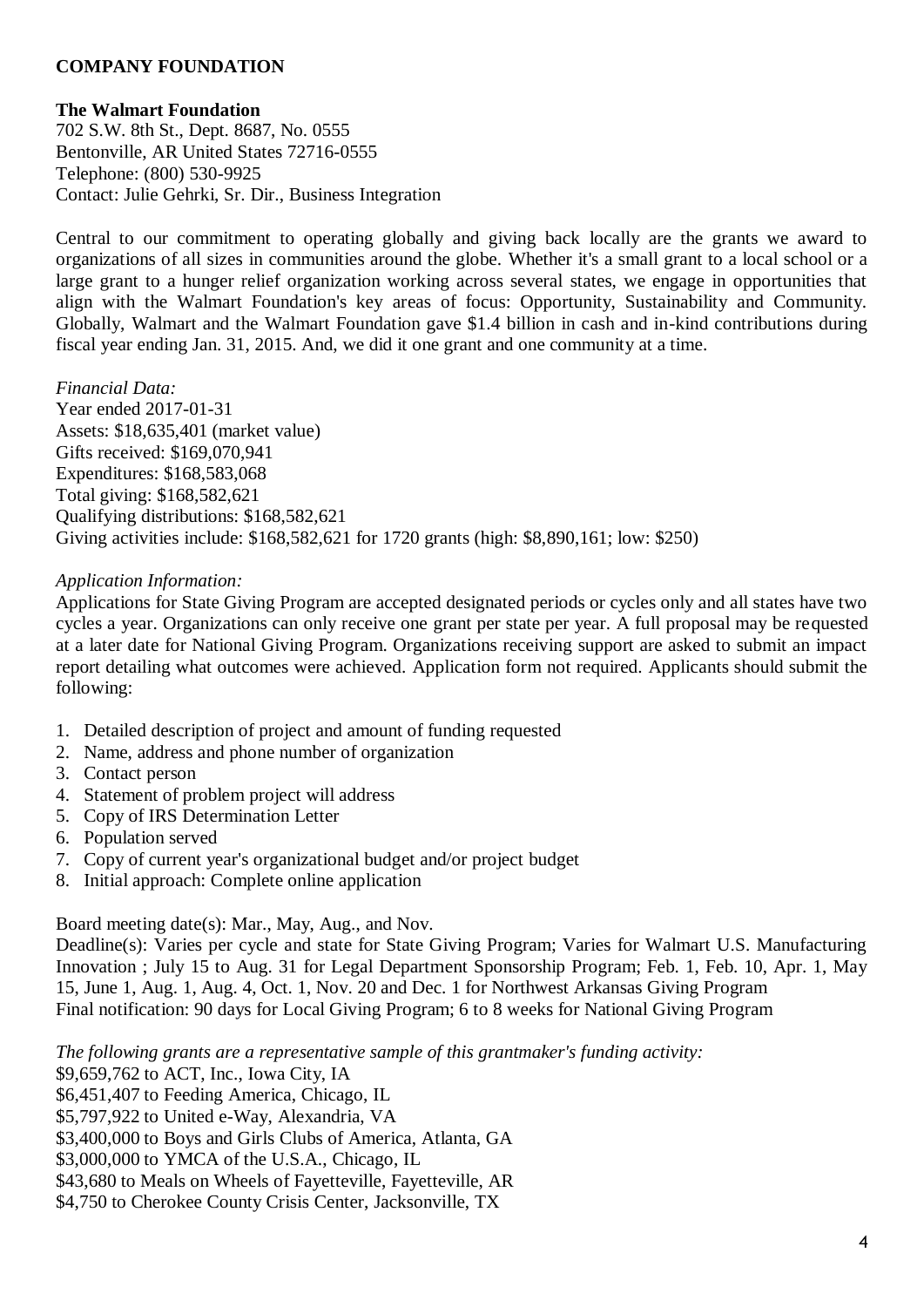**COMPANY FOUNDATION**

**The Walmart Foundation**
702 S.W. 8th St., Dept. 8687, No. 0555
Bentonville, AR United States 72716-0555
Telephone: (800) 530-9925
Contact: Julie Gehrki, Sr. Dir., Business Integration

Central to our commitment to operating globally and giving back locally are the grants we award to organizations of all sizes in communities around the globe. Whether it's a small grant to a local school or a large grant to a hunger relief organization working across several states, we engage in opportunities that align with the Walmart Foundation's key areas of focus: Opportunity, Sustainability and Community. Globally, Walmart and the Walmart Foundation gave $1.4 billion in cash and in-kind contributions during fiscal year ending Jan. 31, 2015. And, we did it one grant and one community at a time.

*Financial Data:*
Year ended 2017-01-31
Assets: $18,635,401 (market value)
Gifts received: $169,070,941
Expenditures: $168,583,068
Total giving: $168,582,621
Qualifying distributions: $168,582,621
Giving activities include: $168,582,621 for 1720 grants (high: $8,890,161; low: $250)

*Application Information:*
Applications for State Giving Program are accepted designated periods or cycles only and all states have two cycles a year. Organizations can only receive one grant per state per year. A full proposal may be requested at a later date for National Giving Program. Organizations receiving support are asked to submit an impact report detailing what outcomes were achieved. Application form not required. Applicants should submit the following:

1. Detailed description of project and amount of funding requested
2. Name, address and phone number of organization
3. Contact person
4. Statement of problem project will address
5. Copy of IRS Determination Letter
6. Population served
7. Copy of current year's organizational budget and/or project budget
8. Initial approach: Complete online application

Board meeting date(s): Mar., May, Aug., and Nov.
Deadline(s): Varies per cycle and state for State Giving Program; Varies for Walmart U.S. Manufacturing Innovation ; July 15 to Aug. 31 for Legal Department Sponsorship Program; Feb. 1, Feb. 10, Apr. 1, May 15, June 1, Aug. 1, Aug. 4, Oct. 1, Nov. 20 and Dec. 1 for Northwest Arkansas Giving Program
Final notification: 90 days for Local Giving Program; 6 to 8 weeks for National Giving Program

*The following grants are a representative sample of this grantmaker's funding activity:*
$9,659,762 to ACT, Inc., Iowa City, IA
$6,451,407 to Feeding America, Chicago, IL
$5,797,922 to United e-Way, Alexandria, VA
$3,400,000 to Boys and Girls Clubs of America, Atlanta, GA
$3,000,000 to YMCA of the U.S.A., Chicago, IL
$43,680 to Meals on Wheels of Fayetteville, Fayetteville, AR
$4,750 to Cherokee County Crisis Center, Jacksonville, TX